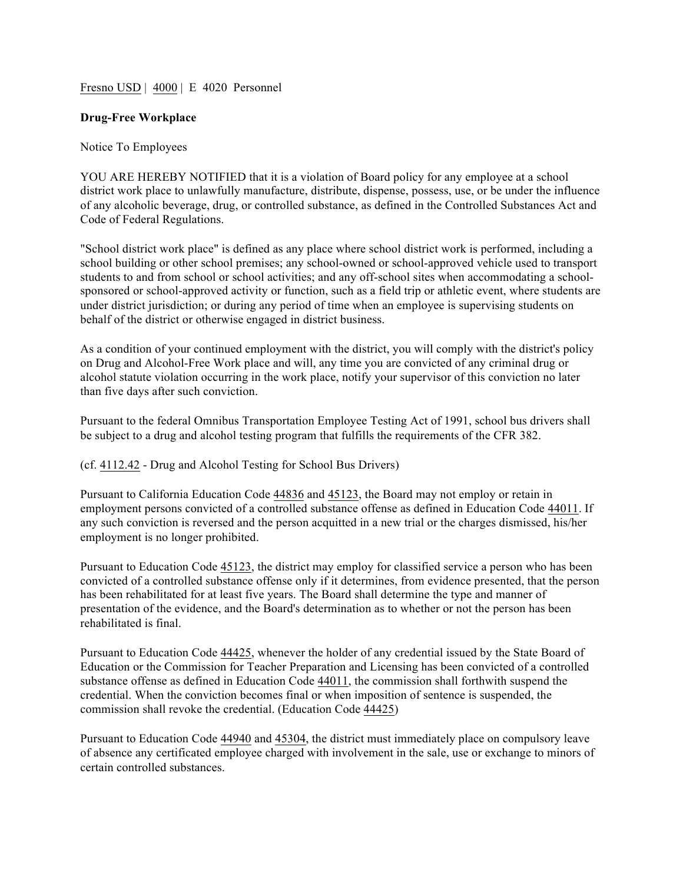Fresno USD | 4000 | E 4020 Personnel

**Drug-Free Workplace**

Notice To Employees

YOU ARE HEREBY NOTIFIED that it is a violation of Board policy for any employee at a school district work place to unlawfully manufacture, distribute, dispense, possess, use, or be under the influence of any alcoholic beverage, drug, or controlled substance, as defined in the Controlled Substances Act and Code of Federal Regulations.

"School district work place" is defined as any place where school district work is performed, including a school building or other school premises; any school-owned or school-approved vehicle used to transport students to and from school or school activities; and any off-school sites when accommodating a school-sponsored or school-approved activity or function, such as a field trip or athletic event, where students are under district jurisdiction; or during any period of time when an employee is supervising students on behalf of the district or otherwise engaged in district business.

As a condition of your continued employment with the district, you will comply with the district's policy on Drug and Alcohol-Free Work place and will, any time you are convicted of any criminal drug or alcohol statute violation occurring in the work place, notify your supervisor of this conviction no later than five days after such conviction.

Pursuant to the federal Omnibus Transportation Employee Testing Act of 1991, school bus drivers shall be subject to a drug and alcohol testing program that fulfills the requirements of the CFR 382.

(cf. 4112.42 - Drug and Alcohol Testing for School Bus Drivers)

Pursuant to California Education Code 44836 and 45123, the Board may not employ or retain in employment persons convicted of a controlled substance offense as defined in Education Code 44011. If any such conviction is reversed and the person acquitted in a new trial or the charges dismissed, his/her employment is no longer prohibited.

Pursuant to Education Code 45123, the district may employ for classified service a person who has been convicted of a controlled substance offense only if it determines, from evidence presented, that the person has been rehabilitated for at least five years. The Board shall determine the type and manner of presentation of the evidence, and the Board's determination as to whether or not the person has been rehabilitated is final.

Pursuant to Education Code 44425, whenever the holder of any credential issued by the State Board of Education or the Commission for Teacher Preparation and Licensing has been convicted of a controlled substance offense as defined in Education Code 44011, the commission shall forthwith suspend the credential. When the conviction becomes final or when imposition of sentence is suspended, the commission shall revoke the credential. (Education Code 44425)

Pursuant to Education Code 44940 and 45304, the district must immediately place on compulsory leave of absence any certificated employee charged with involvement in the sale, use or exchange to minors of certain controlled substances.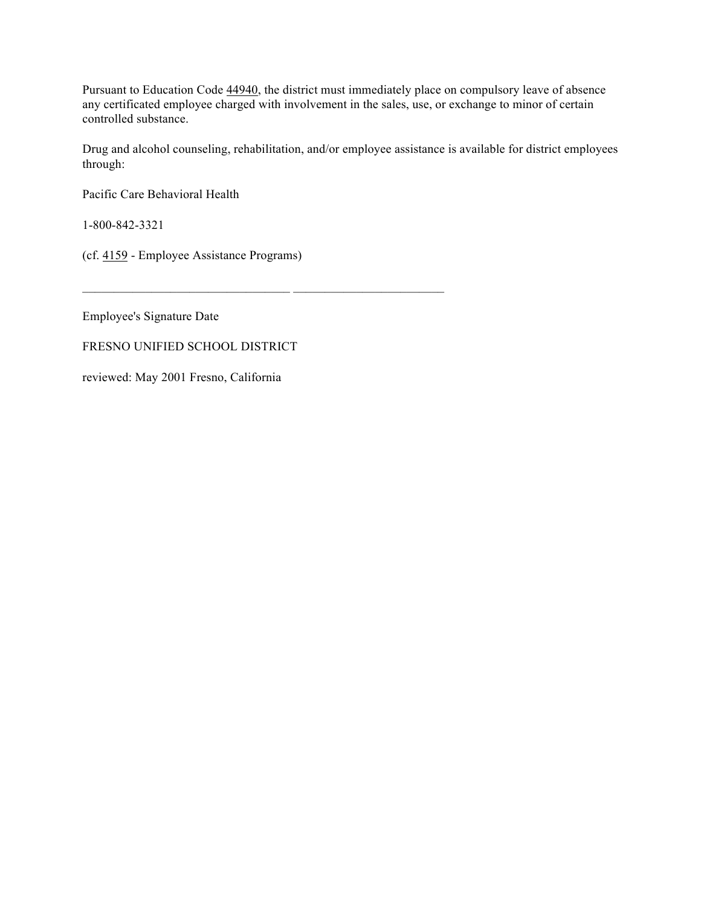Pursuant to Education Code 44940, the district must immediately place on compulsory leave of absence any certificated employee charged with involvement in the sales, use, or exchange to minor of certain controlled substance.

Drug and alcohol counseling, rehabilitation, and/or employee assistance is available for district employees through:

Pacific Care Behavioral Health

1-800-842-3321

(cf. 4159 - Employee Assistance Programs)

_________________________________ ________________________

Employee's Signature Date

FRESNO UNIFIED SCHOOL DISTRICT

reviewed: May 2001 Fresno, California